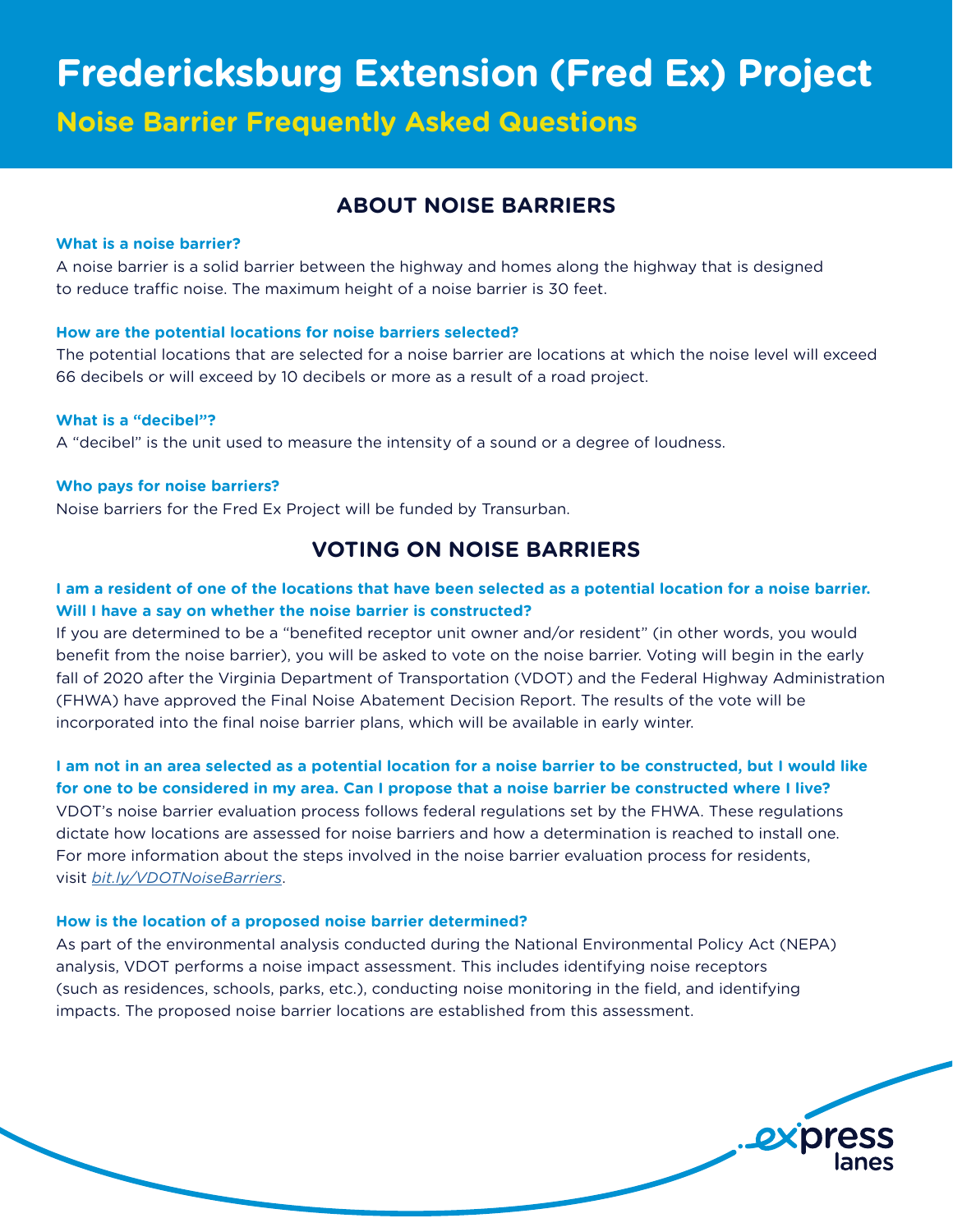# Fredericksburg Extension (Fred Ex) Project

## Noise Barrier Frequently Asked Questions

## ABOUT NOISE BARRIERS

**What is a noise barrier?**

A noise barrier is a solid barrier between the highway and homes along the highway that is designed to reduce traffic noise. The maximum height of a noise barrier is 30 feet.

**How are the potential locations for noise barriers selected?**

The potential locations that are selected for a noise barrier are locations at which the noise level will exceed 66 decibels or will exceed by 10 decibels or more as a result of a road project.

**What is a "decibel"?**

A "decibel" is the unit used to measure the intensity of a sound or a degree of loudness.

**Who pays for noise barriers?**

Noise barriers for the Fred Ex Project will be funded by Transurban.

## VOTING ON NOISE BARRIERS

**I am a resident of one of the locations that have been selected as a potential location for a noise barrier. Will I have a say on whether the noise barrier is constructed?**

If you are determined to be a "benefited receptor unit owner and/or resident" (in other words, you would benefit from the noise barrier), you will be asked to vote on the noise barrier. Voting will begin in the early fall of 2020 after the Virginia Department of Transportation (VDOT) and the Federal Highway Administration (FHWA) have approved the Final Noise Abatement Decision Report. The results of the vote will be incorporated into the final noise barrier plans, which will be available in early winter.

**I am not in an area selected as a potential location for a noise barrier to be constructed, but I would like for one to be considered in my area. Can I propose that a noise barrier be constructed where I live?**

VDOT's noise barrier evaluation process follows federal regulations set by the FHWA. These regulations dictate how locations are assessed for noise barriers and how a determination is reached to install one. For more information about the steps involved in the noise barrier evaluation process for residents, visit *bit.ly/VDOTNoiseBarriers*.

**How is the location of a proposed noise barrier determined?**

As part of the environmental analysis conducted during the National Environmental Policy Act (NEPA) analysis, VDOT performs a noise impact assessment. This includes identifying noise receptors (such as residences, schools, parks, etc.), conducting noise monitoring in the field, and identifying impacts. The proposed noise barrier locations are established from this assessment.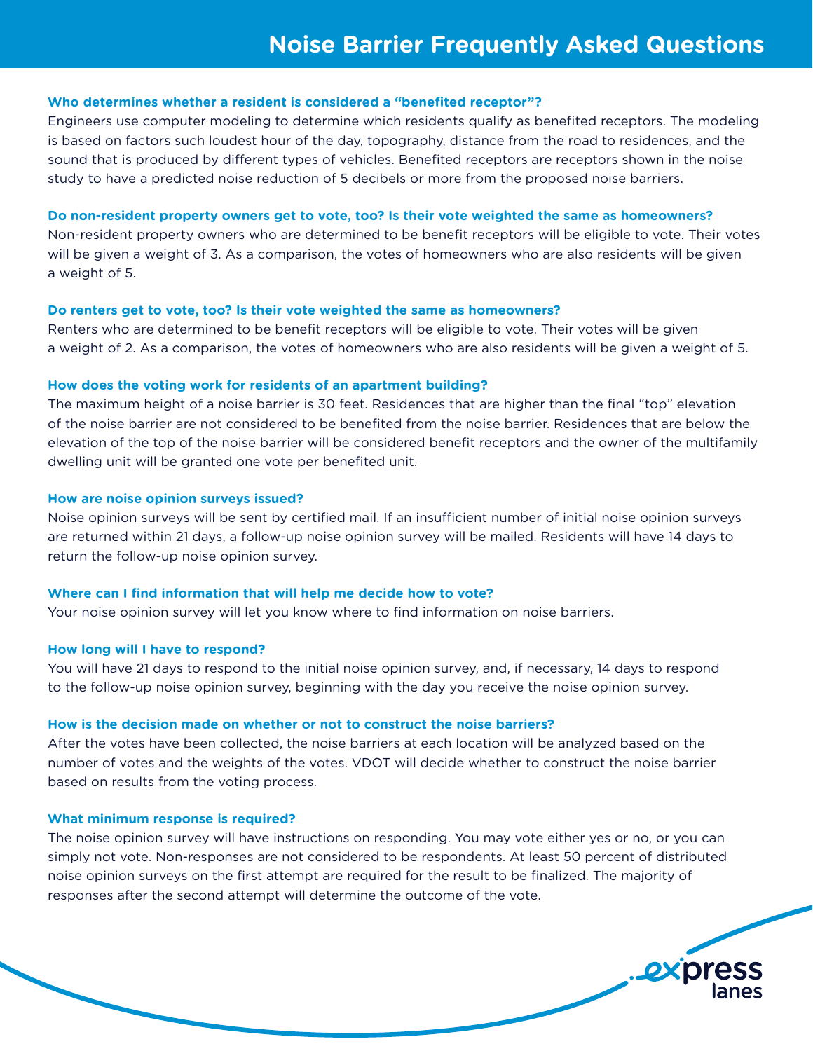# Noise Barrier Frequently Asked Questions

**Who determines whether a resident is considered a "benefited receptor"?**

Engineers use computer modeling to determine which residents qualify as benefited receptors. The modeling is based on factors such loudest hour of the day, topography, distance from the road to residences, and the sound that is produced by different types of vehicles. Benefited receptors are receptors shown in the noise study to have a predicted noise reduction of 5 decibels or more from the proposed noise barriers.

**Do non-resident property owners get to vote, too? Is their vote weighted the same as homeowners?**

Non-resident property owners who are determined to be benefit receptors will be eligible to vote. Their votes will be given a weight of 3. As a comparison, the votes of homeowners who are also residents will be given a weight of 5.

**Do renters get to vote, too? Is their vote weighted the same as homeowners?**

Renters who are determined to be benefit receptors will be eligible to vote. Their votes will be given a weight of 2. As a comparison, the votes of homeowners who are also residents will be given a weight of 5.

**How does the voting work for residents of an apartment building?**

The maximum height of a noise barrier is 30 feet. Residences that are higher than the final "top" elevation of the noise barrier are not considered to be benefited from the noise barrier. Residences that are below the elevation of the top of the noise barrier will be considered benefit receptors and the owner of the multifamily dwelling unit will be granted one vote per benefited unit.

**How are noise opinion surveys issued?**

Noise opinion surveys will be sent by certified mail. If an insufficient number of initial noise opinion surveys are returned within 21 days, a follow-up noise opinion survey will be mailed. Residents will have 14 days to return the follow-up noise opinion survey.

**Where can I find information that will help me decide how to vote?**

Your noise opinion survey will let you know where to find information on noise barriers.

**How long will I have to respond?**

You will have 21 days to respond to the initial noise opinion survey, and, if necessary, 14 days to respond to the follow-up noise opinion survey, beginning with the day you receive the noise opinion survey.

**How is the decision made on whether or not to construct the noise barriers?**

After the votes have been collected, the noise barriers at each location will be analyzed based on the number of votes and the weights of the votes. VDOT will decide whether to construct the noise barrier based on results from the voting process.

**What minimum response is required?**

The noise opinion survey will have instructions on responding. You may vote either yes or no, or you can simply not vote. Non-responses are not considered to be respondents. At least 50 percent of distributed noise opinion surveys on the first attempt are required for the result to be finalized. The majority of responses after the second attempt will determine the outcome of the vote.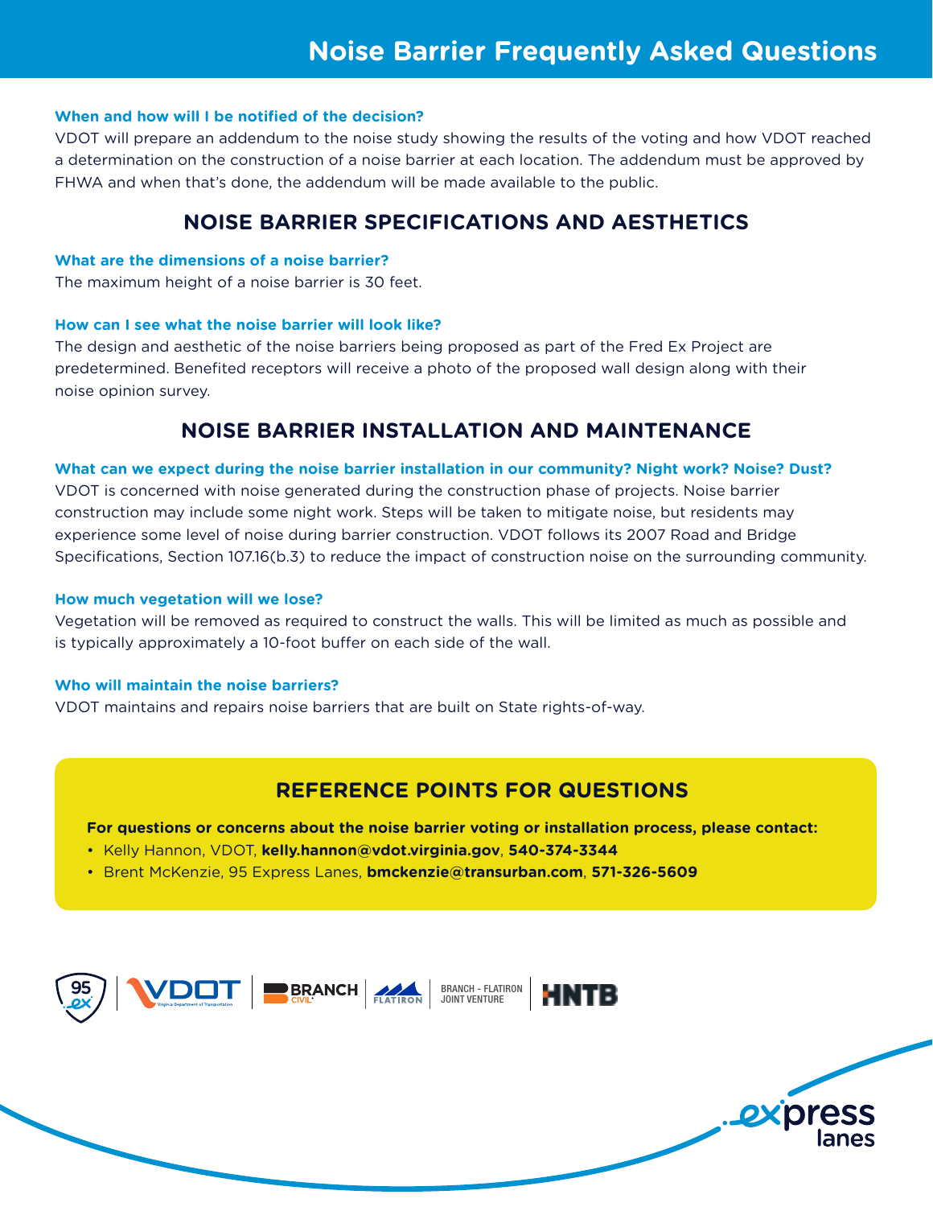# Noise Barrier Frequently Asked Questions

**When and how will I be notified of the decision?**

VDOT will prepare an addendum to the noise study showing the results of the voting and how VDOT reached a determination on the construction of a noise barrier at each location. The addendum must be approved by FHWA and when that's done, the addendum will be made available to the public.

## NOISE BARRIER SPECIFICATIONS AND AESTHETICS

**What are the dimensions of a noise barrier?**

The maximum height of a noise barrier is 30 feet.

**How can I see what the noise barrier will look like?**

The design and aesthetic of the noise barriers being proposed as part of the Fred Ex Project are predetermined. Benefited receptors will receive a photo of the proposed wall design along with their noise opinion survey.

## NOISE BARRIER INSTALLATION AND MAINTENANCE

**What can we expect during the noise barrier installation in our community? Night work? Noise? Dust?**

VDOT is concerned with noise generated during the construction phase of projects. Noise barrier construction may include some night work. Steps will be taken to mitigate noise, but residents may experience some level of noise during barrier construction. VDOT follows its 2007 Road and Bridge Specifications, Section 107.16(b.3) to reduce the impact of construction noise on the surrounding community.

**How much vegetation will we lose?**

Vegetation will be removed as required to construct the walls. This will be limited as much as possible and is typically approximately a 10-foot buffer on each side of the wall.

**Who will maintain the noise barriers?**

VDOT maintains and repairs noise barriers that are built on State rights-of-way.

## REFERENCE POINTS FOR QUESTIONS

**For questions or concerns about the noise barrier voting or installation process, please contact:**

- Kelly Hannon, VDOT, **kelly.hannon@vdot.virginia.gov**, **540-374-3344**
- Brent McKenzie, 95 Express Lanes, **bmckenzie@transurban.com**, **571-326-5609**